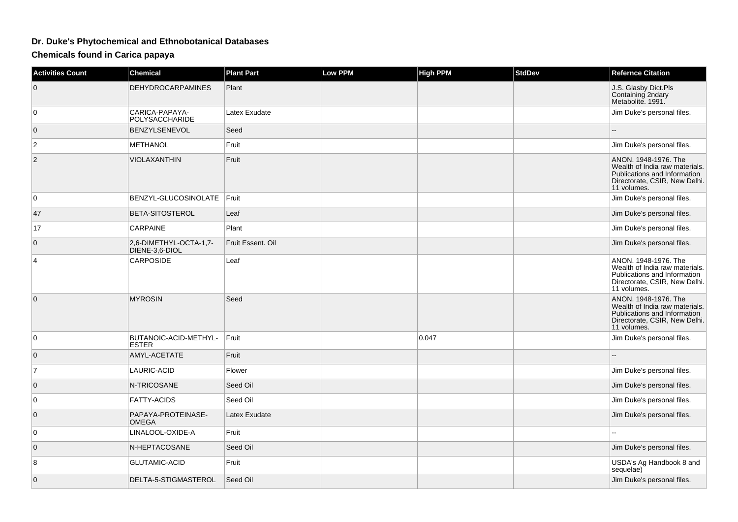## Dr. Duke's Phytochemical and Ethnobotanical Databases

### Chemicals found in Carica papaya

| Activities Count | Chemical | Plant Part | Low PPM | High PPM | StdDev | Refernce Citation |
|---|---|---|---|---|---|---|
| 0 | DEHYDROCARPAMINES | Plant | | | | J.S. Glasby Dict.Pls Containing 2ndary Metabolite. 1991. |
| 0 | CARICA-PAPAYA-POLYSACCHARIDE | Latex Exudate | | | | Jim Duke's personal files. |
| 0 | BENZYLSENEVOL | Seed | | | | -- |
| 2 | METHANOL | Fruit | | | | Jim Duke's personal files. |
| 2 | VIOLAXANTHIN | Fruit | | | | ANON. 1948-1976. The Wealth of India raw materials. Publications and Information Directorate, CSIR, New Delhi. 11 volumes. |
| 0 | BENZYL-GLUCOSINOLATE | Fruit | | | | Jim Duke's personal files. |
| 47 | BETA-SITOSTEROL | Leaf | | | | Jim Duke's personal files. |
| 17 | CARPAINE | Plant | | | | Jim Duke's personal files. |
| 0 | 2,6-DIMETHYL-OCTA-1,7-DIENE-3,6-DIOL | Fruit Essent. Oil | | | | Jim Duke's personal files. |
| 4 | CARPOSIDE | Leaf | | | | ANON. 1948-1976. The Wealth of India raw materials. Publications and Information Directorate, CSIR, New Delhi. 11 volumes. |
| 0 | MYROSIN | Seed | | | | ANON. 1948-1976. The Wealth of India raw materials. Publications and Information Directorate, CSIR, New Delhi. 11 volumes. |
| 0 | BUTANOIC-ACID-METHYL-ESTER | Fruit | | 0.047 | | Jim Duke's personal files. |
| 0 | AMYL-ACETATE | Fruit | | | | -- |
| 7 | LAURIC-ACID | Flower | | | | Jim Duke's personal files. |
| 0 | N-TRICOSANE | Seed Oil | | | | Jim Duke's personal files. |
| 0 | FATTY-ACIDS | Seed Oil | | | | Jim Duke's personal files. |
| 0 | PAPAYA-PROTEINASE-OMEGA | Latex Exudate | | | | Jim Duke's personal files. |
| 0 | LINALOOL-OXIDE-A | Fruit | | | | -- |
| 0 | N-HEPTACOSANE | Seed Oil | | | | Jim Duke's personal files. |
| 8 | GLUTAMIC-ACID | Fruit | | | | USDA's Ag Handbook 8 and sequelae) |
| 0 | DELTA-5-STIGMASTEROL | Seed Oil | | | | Jim Duke's personal files. |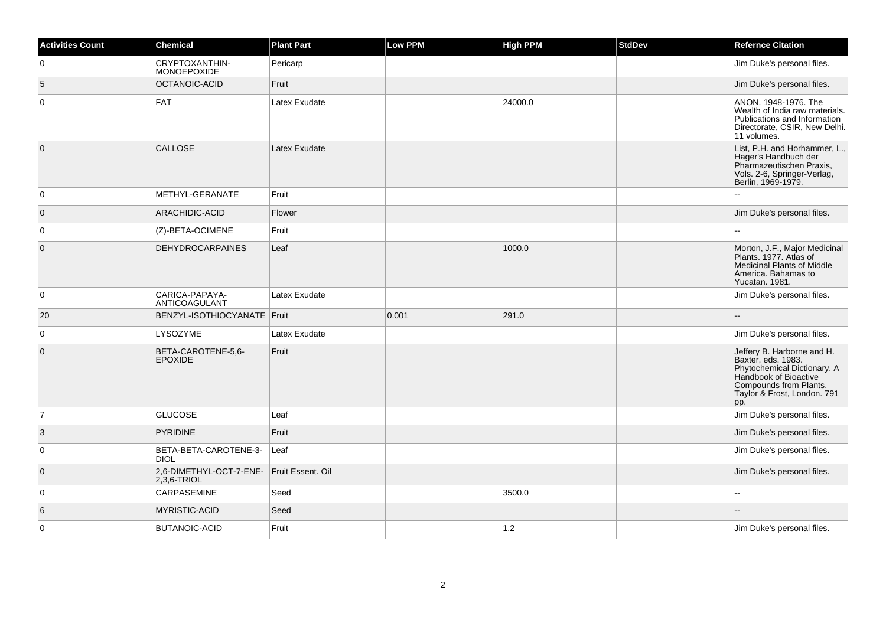| Activities Count | Chemical | Plant Part | Low PPM | High PPM | StdDev | Refernce Citation |
| --- | --- | --- | --- | --- | --- | --- |
| 0 | CRYPTOXANTHIN-MONOEPOXIDE | Pericarp | | | | Jim Duke's personal files. |
| 5 | OCTANOIC-ACID | Fruit | | | | Jim Duke's personal files. |
| 0 | FAT | Latex Exudate | | 24000.0 | | ANON. 1948-1976. The Wealth of India raw materials. Publications and Information Directorate, CSIR, New Delhi. 11 volumes. |
| 0 | CALLOSE | Latex Exudate | | | | List, P.H. and Horhammer, L., Hager's Handbuch der Pharmazeutischen Praxis, Vols. 2-6, Springer-Verlag, Berlin, 1969-1979. |
| 0 | METHYL-GERANATE | Fruit | | | | -- |
| 0 | ARACHIDIC-ACID | Flower | | | | Jim Duke's personal files. |
| 0 | (Z)-BETA-OCIMENE | Fruit | | | | -- |
| 0 | DEHYDROCARPAINES | Leaf | | 1000.0 | | Morton, J.F., Major Medicinal Plants. 1977. Atlas of Medicinal Plants of Middle America. Bahamas to Yucatan. 1981. |
| 0 | CARICA-PAPAYA-ANTICOAGULANT | Latex Exudate | | | | Jim Duke's personal files. |
| 20 | BENZYL-ISOTHIOCYANATE | Fruit | 0.001 | 291.0 | | -- |
| 0 | LYSOZYME | Latex Exudate | | | | Jim Duke's personal files. |
| 0 | BETA-CAROTENE-5,6-EPOXIDE | Fruit | | | | Jeffery B. Harborne and H. Baxter, eds. 1983. Phytochemical Dictionary. A Handbook of Bioactive Compounds from Plants. Taylor & Frost, London. 791 pp. |
| 7 | GLUCOSE | Leaf | | | | Jim Duke's personal files. |
| 3 | PYRIDINE | Fruit | | | | Jim Duke's personal files. |
| 0 | BETA-BETA-CAROTENE-3-DIOL | Leaf | | | | Jim Duke's personal files. |
| 0 | 2,6-DIMETHYL-OCT-7-ENE-2,3,6-TRIOL | Fruit Essent. Oil | | | | Jim Duke's personal files. |
| 0 | CARPASEMINE | Seed | | 3500.0 | | -- |
| 6 | MYRISTIC-ACID | Seed | | | | -- |
| 0 | BUTANOIC-ACID | Fruit | | 1.2 | | Jim Duke's personal files. |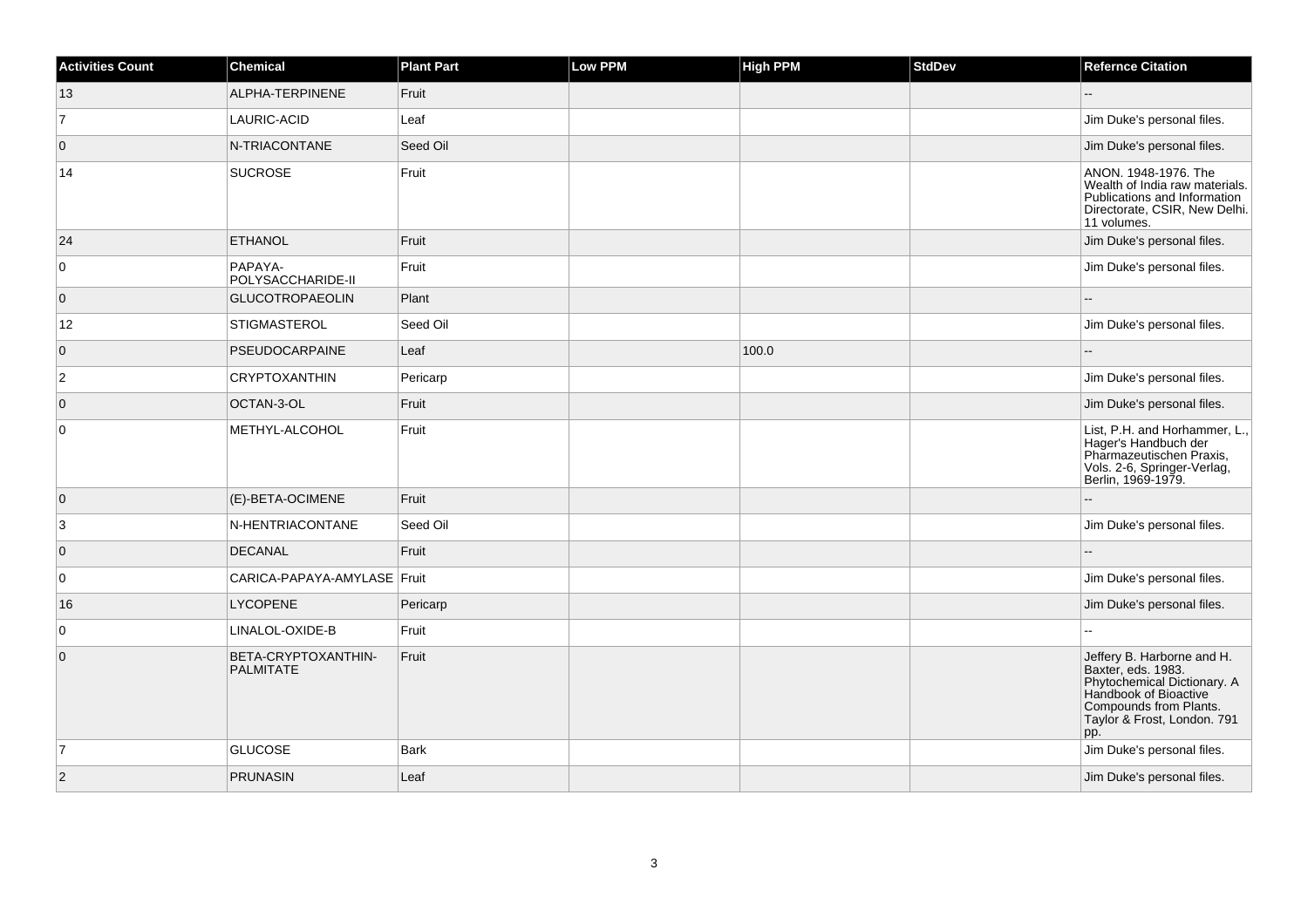| Activities Count | Chemical | Plant Part | Low PPM | High PPM | StdDev | Refernce Citation |
|---|---|---|---|---|---|---|
| 13 | ALPHA-TERPINENE | Fruit | | | | -- |
| 7 | LAURIC-ACID | Leaf | | | | Jim Duke's personal files. |
| 0 | N-TRIACONTANE | Seed Oil | | | | Jim Duke's personal files. |
| 14 | SUCROSE | Fruit | | | | ANON. 1948-1976. The Wealth of India raw materials. Publications and Information Directorate, CSIR, New Delhi. 11 volumes. |
| 24 | ETHANOL | Fruit | | | | Jim Duke's personal files. |
| 0 | PAPAYA-POLYSACCHARIDE-II | Fruit | | | | Jim Duke's personal files. |
| 0 | GLUCOTROPAEOLIN | Plant | | | | -- |
| 12 | STIGMASTEROL | Seed Oil | | | | Jim Duke's personal files. |
| 0 | PSEUDOCARPAINE | Leaf | | 100.0 | | -- |
| 2 | CRYPTOXANTHIN | Pericarp | | | | Jim Duke's personal files. |
| 0 | OCTAN-3-OL | Fruit | | | | Jim Duke's personal files. |
| 0 | METHYL-ALCOHOL | Fruit | | | | List, P.H. and Horhammer, L., Hager's Handbuch der Pharmazeutischen Praxis, Vols. 2-6, Springer-Verlag, Berlin, 1969-1979. |
| 0 | (E)-BETA-OCIMENE | Fruit | | | | -- |
| 3 | N-HENTRIACONTANE | Seed Oil | | | | Jim Duke's personal files. |
| 0 | DECANAL | Fruit | | | | -- |
| 0 | CARICA-PAPAYA-AMYLASE | Fruit | | | | Jim Duke's personal files. |
| 16 | LYCOPENE | Pericarp | | | | Jim Duke's personal files. |
| 0 | LINALOL-OXIDE-B | Fruit | | | | -- |
| 0 | BETA-CRYPTOXANTHIN-PALMITATE | Fruit | | | | Jeffery B. Harborne and H. Baxter, eds. 1983. Phytochemical Dictionary. A Handbook of Bioactive Compounds from Plants. Taylor & Frost, London. 791 pp. |
| 7 | GLUCOSE | Bark | | | | Jim Duke's personal files. |
| 2 | PRUNASIN | Leaf | | | | Jim Duke's personal files. |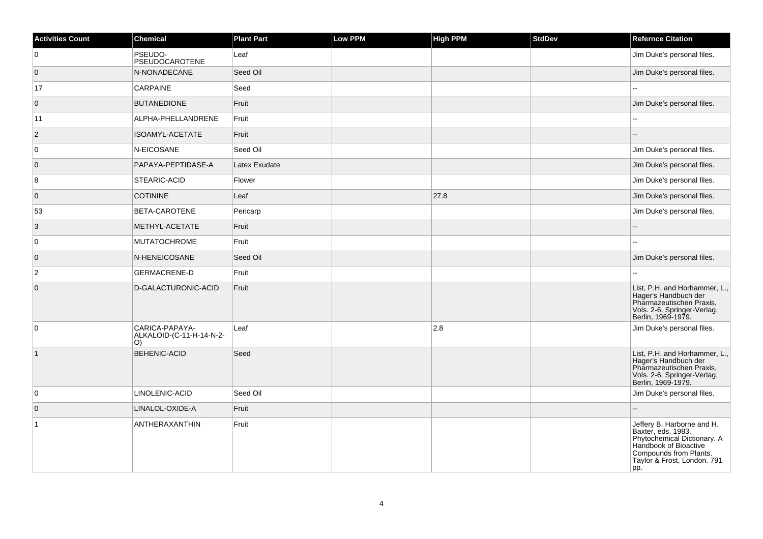| Activities Count | Chemical | Plant Part | Low PPM | High PPM | StdDev | Refernce Citation |
|---|---|---|---|---|---|---|
| 0 | PSEUDO-PSEUDOCAROTENE | Leaf | | | | Jim Duke's personal files. |
| 0 | N-NONADECANE | Seed Oil | | | | Jim Duke's personal files. |
| 17 | CARPAINE | Seed | | | | -- |
| 0 | BUTANEDIONE | Fruit | | | | Jim Duke's personal files. |
| 11 | ALPHA-PHELLANDRENE | Fruit | | | | -- |
| 2 | ISOAMYL-ACETATE | Fruit | | | | -- |
| 0 | N-EICOSANE | Seed Oil | | | | Jim Duke's personal files. |
| 0 | PAPAYA-PEPTIDASE-A | Latex Exudate | | | | Jim Duke's personal files. |
| 8 | STEARIC-ACID | Flower | | | | Jim Duke's personal files. |
| 0 | COTININE | Leaf | | 27.8 | | Jim Duke's personal files. |
| 53 | BETA-CAROTENE | Pericarp | | | | Jim Duke's personal files. |
| 3 | METHYL-ACETATE | Fruit | | | | -- |
| 0 | MUTATOCHROME | Fruit | | | | -- |
| 0 | N-HENEICOSANE | Seed Oil | | | | Jim Duke's personal files. |
| 2 | GERMACRENE-D | Fruit | | | | -- |
| 0 | D-GALACTURONIC-ACID | Fruit | | | | List, P.H. and Horhammer, L., Hager's Handbuch der Pharmazeutischen Praxis, Vols. 2-6, Springer-Verlag, Berlin, 1969-1979. |
| 0 | CARICA-PAPAYA-ALKALOID-(C-11-H-14-N-2-O) | Leaf | | 2.8 | | Jim Duke's personal files. |
| 1 | BEHENIC-ACID | Seed | | | | List, P.H. and Horhammer, L., Hager's Handbuch der Pharmazeutischen Praxis, Vols. 2-6, Springer-Verlag, Berlin, 1969-1979. |
| 0 | LINOLENIC-ACID | Seed Oil | | | | Jim Duke's personal files. |
| 0 | LINALOL-OXIDE-A | Fruit | | | | -- |
| 1 | ANTHERAXANTHIN | Fruit | | | | Jeffery B. Harborne and H. Baxter, eds. 1983. Phytochemical Dictionary. A Handbook of Bioactive Compounds from Plants. Taylor & Frost, London. 791 pp. |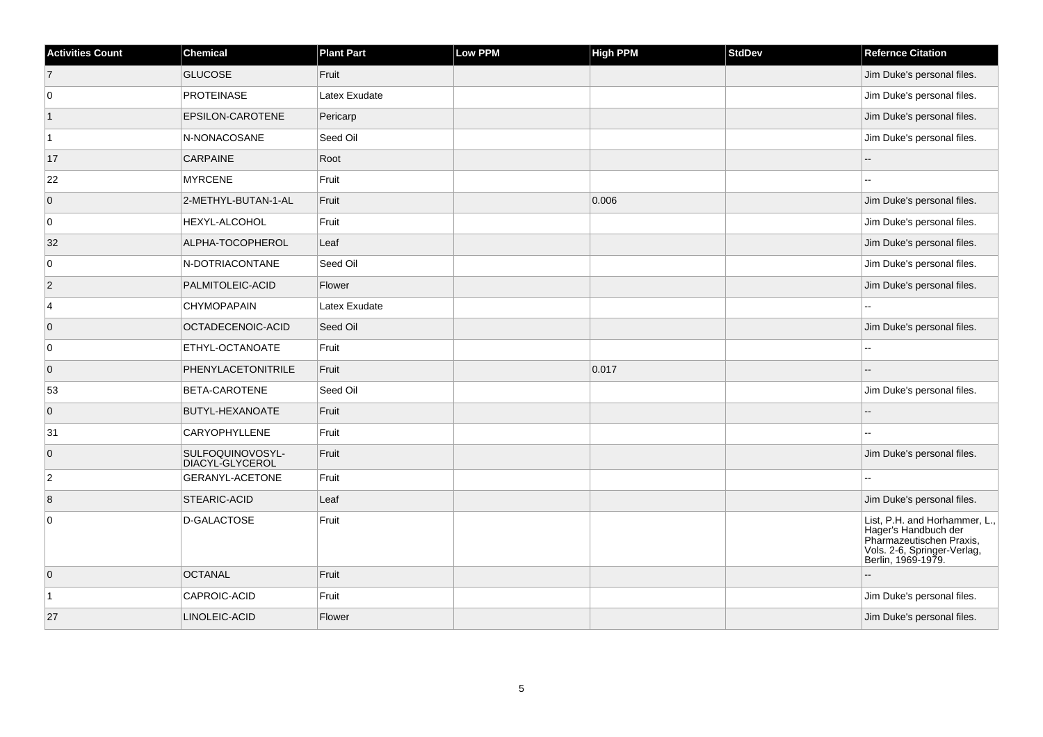| Activities Count | Chemical | Plant Part | Low PPM | High PPM | StdDev | Refernce Citation |
|---|---|---|---|---|---|---|
| 7 | GLUCOSE | Fruit | | | | Jim Duke's personal files. |
| 0 | PROTEINASE | Latex Exudate | | | | Jim Duke's personal files. |
| 1 | EPSILON-CAROTENE | Pericarp | | | | Jim Duke's personal files. |
| 1 | N-NONACOSANE | Seed Oil | | | | Jim Duke's personal files. |
| 17 | CARPAINE | Root | | | | -- |
| 22 | MYRCENE | Fruit | | | | -- |
| 0 | 2-METHYL-BUTAN-1-AL | Fruit | | 0.006 | | Jim Duke's personal files. |
| 0 | HEXYL-ALCOHOL | Fruit | | | | Jim Duke's personal files. |
| 32 | ALPHA-TOCOPHEROL | Leaf | | | | Jim Duke's personal files. |
| 0 | N-DOTRIACONTANE | Seed Oil | | | | Jim Duke's personal files. |
| 2 | PALMITOLEIC-ACID | Flower | | | | Jim Duke's personal files. |
| 4 | CHYMOPAPAIN | Latex Exudate | | | | -- |
| 0 | OCTADECENOIC-ACID | Seed Oil | | | | Jim Duke's personal files. |
| 0 | ETHYL-OCTANOATE | Fruit | | | | -- |
| 0 | PHENYLACETONITRILE | Fruit | | 0.017 | | -- |
| 53 | BETA-CAROTENE | Seed Oil | | | | Jim Duke's personal files. |
| 0 | BUTYL-HEXANOATE | Fruit | | | | -- |
| 31 | CARYOPHYLLENE | Fruit | | | | -- |
| 0 | SULFOQUINOVOSYL-DIACYL-GLYCEROL | Fruit | | | | Jim Duke's personal files. |
| 2 | GERANYL-ACETONE | Fruit | | | | -- |
| 8 | STEARIC-ACID | Leaf | | | | Jim Duke's personal files. |
| 0 | D-GALACTOSE | Fruit | | | | List, P.H. and Horhammer, L., Hager's Handbuch der Pharmazeutischen Praxis, Vols. 2-6, Springer-Verlag, Berlin, 1969-1979. |
| 0 | OCTANAL | Fruit | | | | -- |
| 1 | CAPROIC-ACID | Fruit | | | | Jim Duke's personal files. |
| 27 | LINOLEIC-ACID | Flower | | | | Jim Duke's personal files. |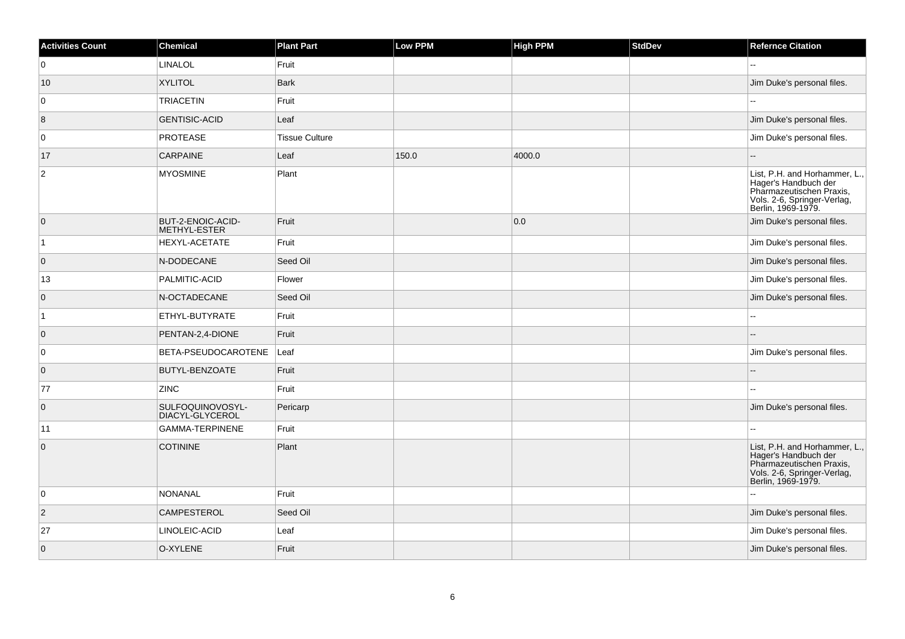| Activities Count | Chemical | Plant Part | Low PPM | High PPM | StdDev | Refernce Citation |
|---|---|---|---|---|---|---|
| 0 | LINALOL | Fruit | | | | -- |
| 10 | XYLITOL | Bark | | | | Jim Duke's personal files. |
| 0 | TRIACETIN | Fruit | | | | -- |
| 8 | GENTISIC-ACID | Leaf | | | | Jim Duke's personal files. |
| 0 | PROTEASE | Tissue Culture | | | | Jim Duke's personal files. |
| 17 | CARPAINE | Leaf | 150.0 | 4000.0 | | -- |
| 2 | MYOSMINE | Plant | | | | List, P.H. and Horhammer, L., Hager's Handbuch der Pharmazeutischen Praxis, Vols. 2-6, Springer-Verlag, Berlin, 1969-1979. |
| 0 | BUT-2-ENOIC-ACID-METHYL-ESTER | Fruit | | 0.0 | | Jim Duke's personal files. |
| 1 | HEXYL-ACETATE | Fruit | | | | Jim Duke's personal files. |
| 0 | N-DODECANE | Seed Oil | | | | Jim Duke's personal files. |
| 13 | PALMITIC-ACID | Flower | | | | Jim Duke's personal files. |
| 0 | N-OCTADECANE | Seed Oil | | | | Jim Duke's personal files. |
| 1 | ETHYL-BUTYRATE | Fruit | | | | -- |
| 0 | PENTAN-2,4-DIONE | Fruit | | | | -- |
| 0 | BETA-PSEUDOCAROTENE | Leaf | | | | Jim Duke's personal files. |
| 0 | BUTYL-BENZOATE | Fruit | | | | -- |
| 77 | ZINC | Fruit | | | | -- |
| 0 | SULFOQUINOVOSYL-DIACYL-GLYCEROL | Pericarp | | | | Jim Duke's personal files. |
| 11 | GAMMA-TERPINENE | Fruit | | | | -- |
| 0 | COTININE | Plant | | | | List, P.H. and Horhammer, L., Hager's Handbuch der Pharmazeutischen Praxis, Vols. 2-6, Springer-Verlag, Berlin, 1969-1979. |
| 0 | NONANAL | Fruit | | | | -- |
| 2 | CAMPESTEROL | Seed Oil | | | | Jim Duke's personal files. |
| 27 | LINOLEIC-ACID | Leaf | | | | Jim Duke's personal files. |
| 0 | O-XYLENE | Fruit | | | | Jim Duke's personal files. |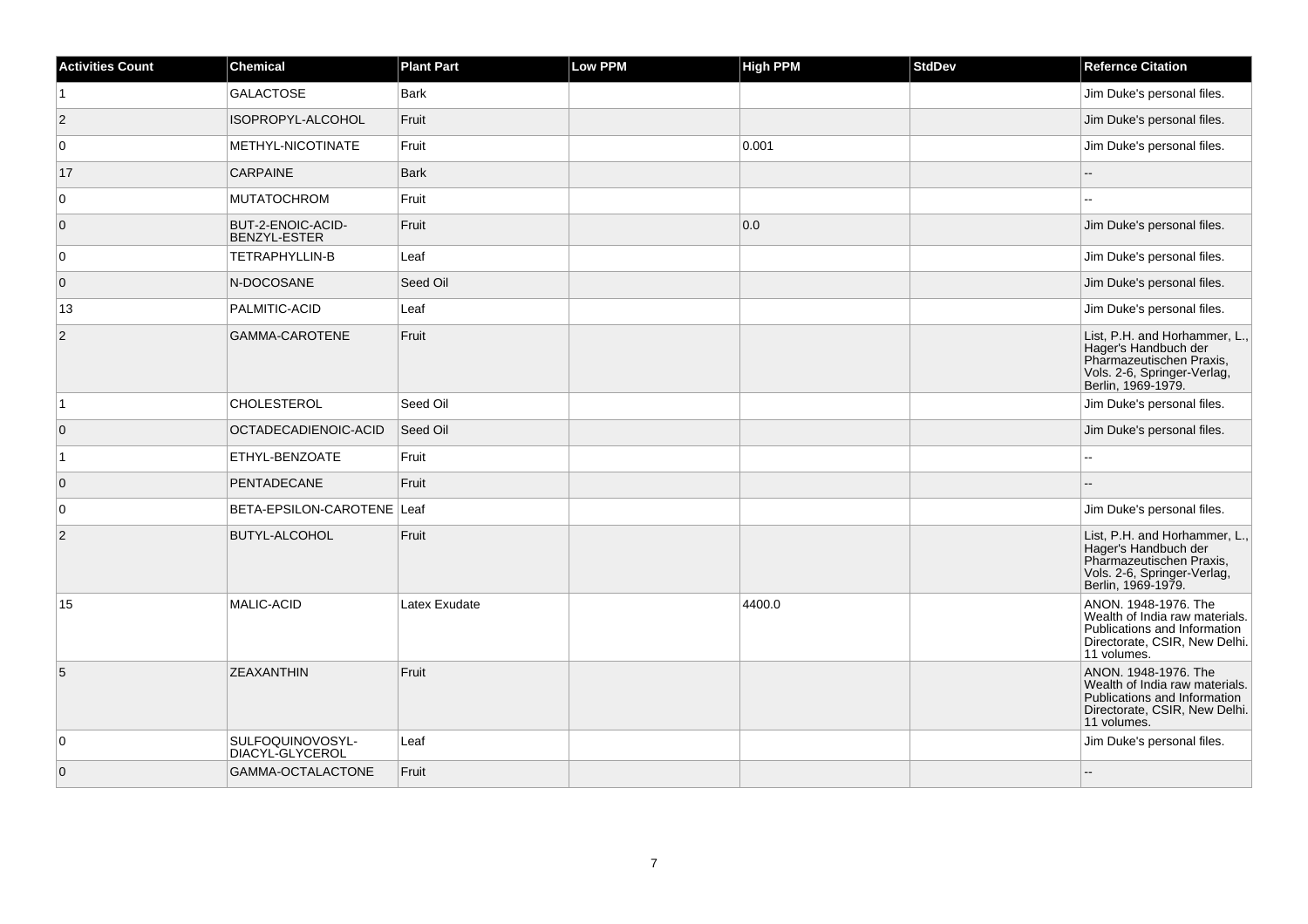| Activities Count | Chemical | Plant Part | Low PPM | High PPM | StdDev | Refernce Citation |
|---|---|---|---|---|---|---|
| 1 | GALACTOSE | Bark | | | | Jim Duke's personal files. |
| 2 | ISOPROPYL-ALCOHOL | Fruit | | | | Jim Duke's personal files. |
| 0 | METHYL-NICOTINATE | Fruit | | 0.001 | | Jim Duke's personal files. |
| 17 | CARPAINE | Bark | | | | -- |
| 0 | MUTATOCHROM | Fruit | | | | -- |
| 0 | BUT-2-ENOIC-ACID-BENZYL-ESTER | Fruit | | 0.0 | | Jim Duke's personal files. |
| 0 | TETRAPHYLLIN-B | Leaf | | | | Jim Duke's personal files. |
| 0 | N-DOCOSANE | Seed Oil | | | | Jim Duke's personal files. |
| 13 | PALMITIC-ACID | Leaf | | | | Jim Duke's personal files. |
| 2 | GAMMA-CAROTENE | Fruit | | | | List, P.H. and Horhammer, L., Hager's Handbuch der Pharmazeutischen Praxis, Vols. 2-6, Springer-Verlag, Berlin, 1969-1979. |
| 1 | CHOLESTEROL | Seed Oil | | | | Jim Duke's personal files. |
| 0 | OCTADECADIENOIC-ACID | Seed Oil | | | | Jim Duke's personal files. |
| 1 | ETHYL-BENZOATE | Fruit | | | | -- |
| 0 | PENTADECANE | Fruit | | | | -- |
| 0 | BETA-EPSILON-CAROTENE | Leaf | | | | Jim Duke's personal files. |
| 2 | BUTYL-ALCOHOL | Fruit | | | | List, P.H. and Horhammer, L., Hager's Handbuch der Pharmazeutischen Praxis, Vols. 2-6, Springer-Verlag, Berlin, 1969-1979. |
| 15 | MALIC-ACID | Latex Exudate | | 4400.0 | | ANON. 1948-1976. The Wealth of India raw materials. Publications and Information Directorate, CSIR, New Delhi. 11 volumes. |
| 5 | ZEAXANTHIN | Fruit | | | | ANON. 1948-1976. The Wealth of India raw materials. Publications and Information Directorate, CSIR, New Delhi. 11 volumes. |
| 0 | SULFOQUINOVOSYL-DIACYL-GLYCEROL | Leaf | | | | Jim Duke's personal files. |
| 0 | GAMMA-OCTALACTONE | Fruit | | | | -- |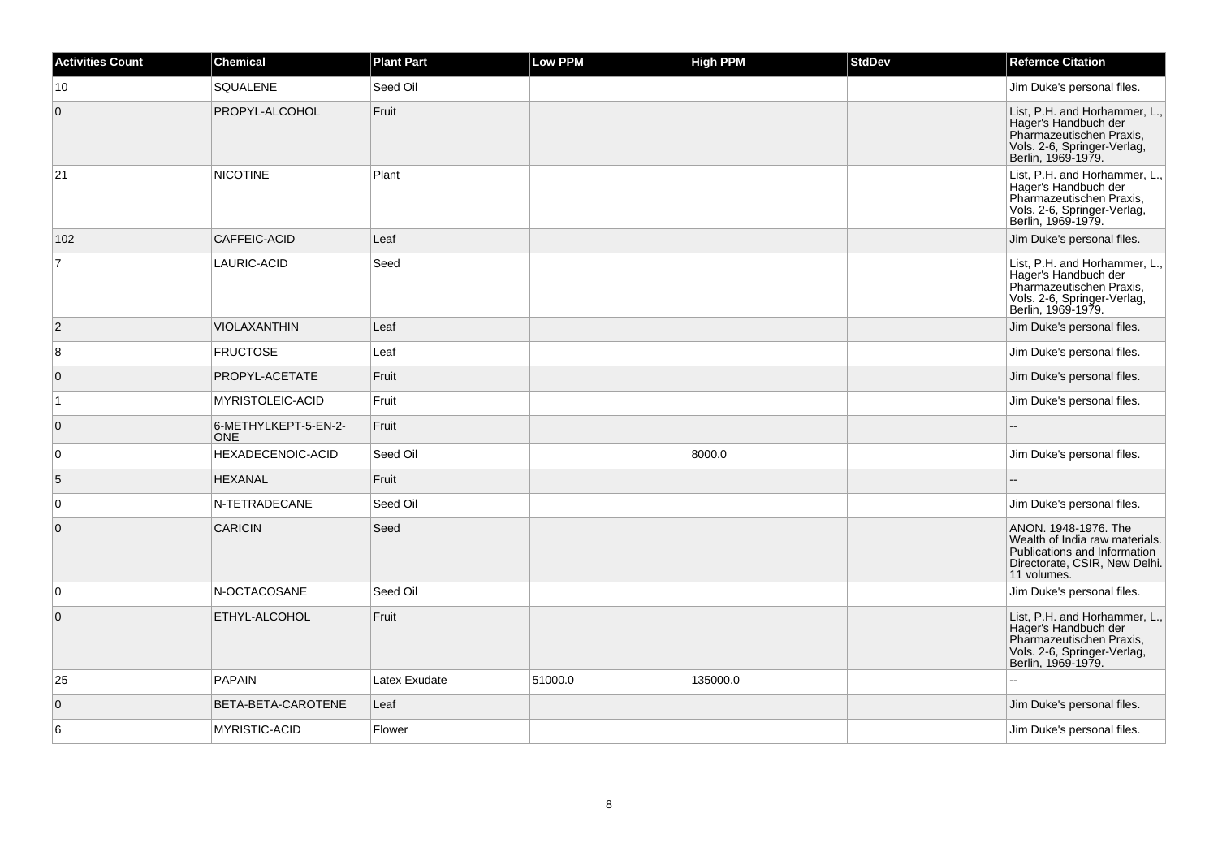| Activities Count | Chemical | Plant Part | Low PPM | High PPM | StdDev | Refernce Citation |
|---|---|---|---|---|---|---|
| 10 | SQUALENE | Seed Oil | | | | Jim Duke's personal files. |
| 0 | PROPYL-ALCOHOL | Fruit | | | | List, P.H. and Horhammer, L., Hager's Handbuch der Pharmazeutischen Praxis, Vols. 2-6, Springer-Verlag, Berlin, 1969-1979. |
| 21 | NICOTINE | Plant | | | | List, P.H. and Horhammer, L., Hager's Handbuch der Pharmazeutischen Praxis, Vols. 2-6, Springer-Verlag, Berlin, 1969-1979. |
| 102 | CAFFEIC-ACID | Leaf | | | | Jim Duke's personal files. |
| 7 | LAURIC-ACID | Seed | | | | List, P.H. and Horhammer, L., Hager's Handbuch der Pharmazeutischen Praxis, Vols. 2-6, Springer-Verlag, Berlin, 1969-1979. |
| 2 | VIOLAXANTHIN | Leaf | | | | Jim Duke's personal files. |
| 8 | FRUCTOSE | Leaf | | | | Jim Duke's personal files. |
| 0 | PROPYL-ACETATE | Fruit | | | | Jim Duke's personal files. |
| 1 | MYRISTOLEIC-ACID | Fruit | | | | Jim Duke's personal files. |
| 0 | 6-METHYLKEPT-5-EN-2-ONE | Fruit | | | | -- |
| 0 | HEXADECENOIC-ACID | Seed Oil | | 8000.0 | | Jim Duke's personal files. |
| 5 | HEXANAL | Fruit | | | | -- |
| 0 | N-TETRADECANE | Seed Oil | | | | Jim Duke's personal files. |
| 0 | CARICIN | Seed | | | | ANON. 1948-1976. The Wealth of India raw materials. Publications and Information Directorate, CSIR, New Delhi. 11 volumes. |
| 0 | N-OCTACOSANE | Seed Oil | | | | Jim Duke's personal files. |
| 0 | ETHYL-ALCOHOL | Fruit | | | | List, P.H. and Horhammer, L., Hager's Handbuch der Pharmazeutischen Praxis, Vols. 2-6, Springer-Verlag, Berlin, 1969-1979. |
| 25 | PAPAIN | Latex Exudate | 51000.0 | 135000.0 | | -- |
| 0 | BETA-BETA-CAROTENE | Leaf | | | | Jim Duke's personal files. |
| 6 | MYRISTIC-ACID | Flower | | | | Jim Duke's personal files. |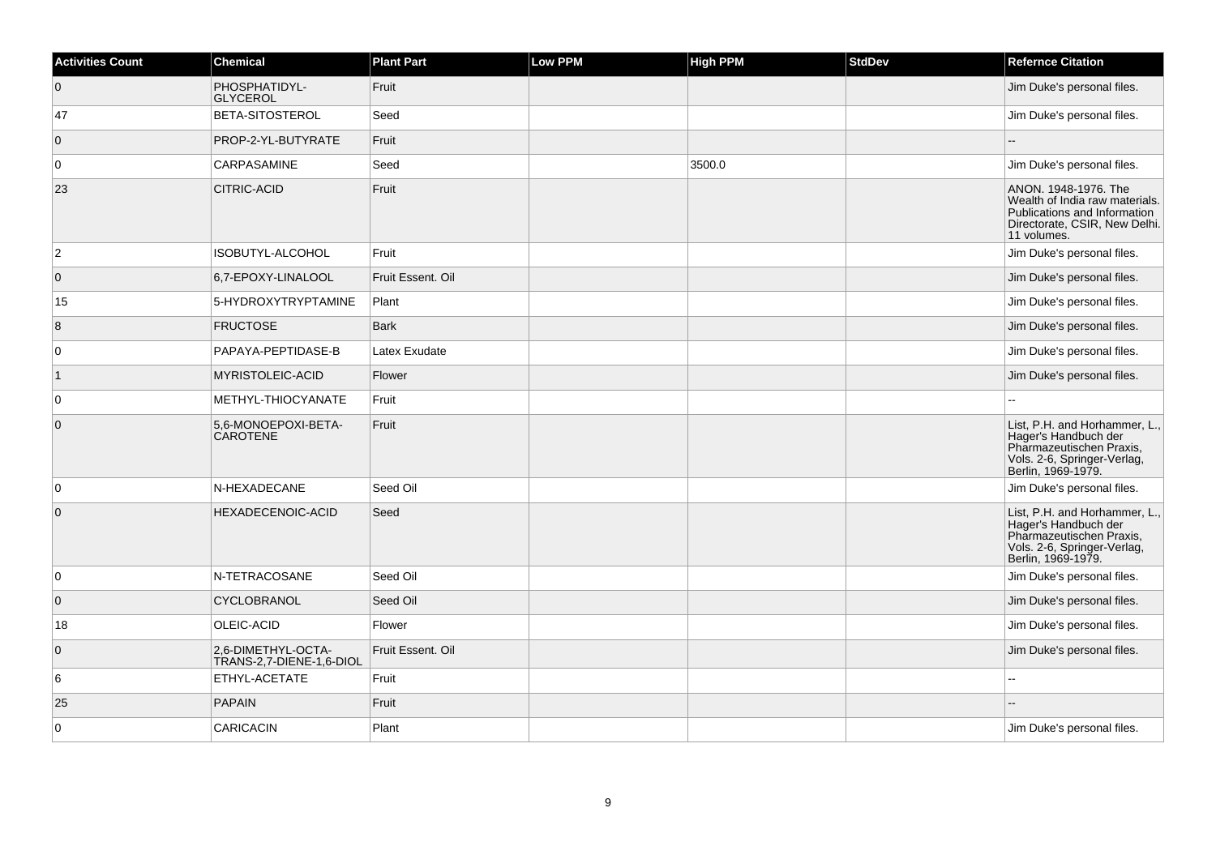| Activities Count | Chemical | Plant Part | Low PPM | High PPM | StdDev | Refernce Citation |
|---|---|---|---|---|---|---|
| 0 | PHOSPHATIDYL-GLYCEROL | Fruit | | | | Jim Duke's personal files. |
| 47 | BETA-SITOSTEROL | Seed | | | | Jim Duke's personal files. |
| 0 | PROP-2-YL-BUTYRATE | Fruit | | | | -- |
| 0 | CARPASAMINE | Seed | | 3500.0 | | Jim Duke's personal files. |
| 23 | CITRIC-ACID | Fruit | | | | ANON. 1948-1976. The Wealth of India raw materials. Publications and Information Directorate, CSIR, New Delhi. 11 volumes. |
| 2 | ISOBUTYL-ALCOHOL | Fruit | | | | Jim Duke's personal files. |
| 0 | 6,7-EPOXY-LINALOOL | Fruit Essent. Oil | | | | Jim Duke's personal files. |
| 15 | 5-HYDROXYTRYPTAMINE | Plant | | | | Jim Duke's personal files. |
| 8 | FRUCTOSE | Bark | | | | Jim Duke's personal files. |
| 0 | PAPAYA-PEPTIDASE-B | Latex Exudate | | | | Jim Duke's personal files. |
| 1 | MYRISTOLEIC-ACID | Flower | | | | Jim Duke's personal files. |
| 0 | METHYL-THIOCYANATE | Fruit | | | | -- |
| 0 | 5,6-MONOEPOXI-BETA-CAROTENE | Fruit | | | | List, P.H. and Horhammer, L., Hager's Handbuch der Pharmazeutischen Praxis, Vols. 2-6, Springer-Verlag, Berlin, 1969-1979. |
| 0 | N-HEXADECANE | Seed Oil | | | | Jim Duke's personal files. |
| 0 | HEXADECENOIC-ACID | Seed | | | | List, P.H. and Horhammer, L., Hager's Handbuch der Pharmazeutischen Praxis, Vols. 2-6, Springer-Verlag, Berlin, 1969-1979. |
| 0 | N-TETRACOSANE | Seed Oil | | | | Jim Duke's personal files. |
| 0 | CYCLOBRANOL | Seed Oil | | | | Jim Duke's personal files. |
| 18 | OLEIC-ACID | Flower | | | | Jim Duke's personal files. |
| 0 | 2,6-DIMETHYL-OCTA-TRANS-2,7-DIENE-1,6-DIOL | Fruit Essent. Oil | | | | Jim Duke's personal files. |
| 6 | ETHYL-ACETATE | Fruit | | | | -- |
| 25 | PAPAIN | Fruit | | | | -- |
| 0 | CARICACIN | Plant | | | | Jim Duke's personal files. |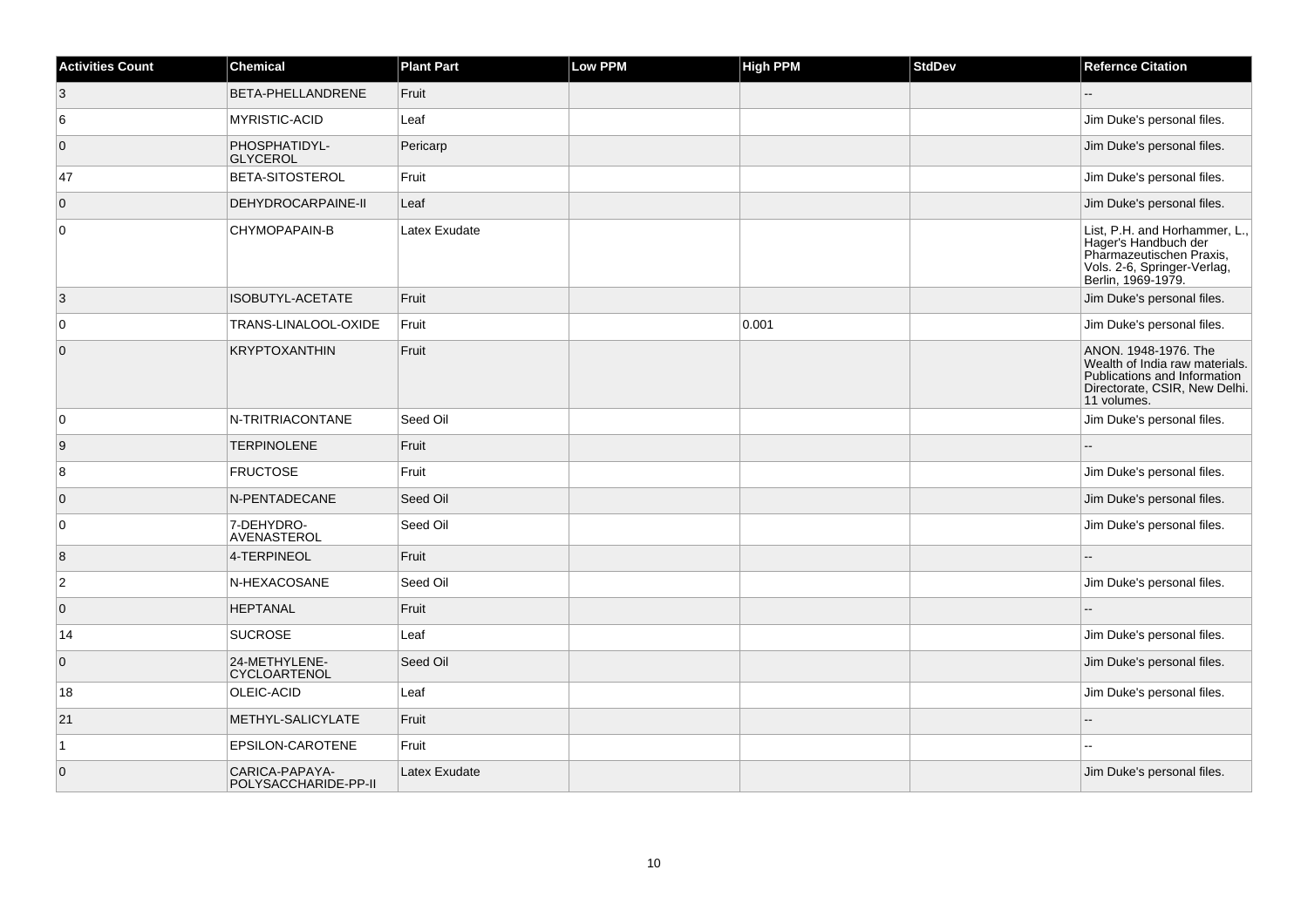| Activities Count | Chemical | Plant Part | Low PPM | High PPM | StdDev | Refernce Citation |
|---|---|---|---|---|---|---|
| 3 | BETA-PHELLANDRENE | Fruit | | | | -- |
| 6 | MYRISTIC-ACID | Leaf | | | | Jim Duke's personal files. |
| 0 | PHOSPHATIDYL-GLYCEROL | Pericarp | | | | Jim Duke's personal files. |
| 47 | BETA-SITOSTEROL | Fruit | | | | Jim Duke's personal files. |
| 0 | DEHYDROCARPAINE-II | Leaf | | | | Jim Duke's personal files. |
| 0 | CHYMOPAPAIN-B | Latex Exudate | | | | List, P.H. and Horhammer, L., Hager's Handbuch der Pharmazeutischen Praxis, Vols. 2-6, Springer-Verlag, Berlin, 1969-1979. |
| 3 | ISOBUTYL-ACETATE | Fruit | | | | Jim Duke's personal files. |
| 0 | TRANS-LINALOOL-OXIDE | Fruit | | 0.001 | | Jim Duke's personal files. |
| 0 | KRYPTOXANTHIN | Fruit | | | | ANON. 1948-1976. The Wealth of India raw materials. Publications and Information Directorate, CSIR, New Delhi. 11 volumes. |
| 0 | N-TRITRIACONTANE | Seed Oil | | | | Jim Duke's personal files. |
| 9 | TERPINOLENE | Fruit | | | | -- |
| 8 | FRUCTOSE | Fruit | | | | Jim Duke's personal files. |
| 0 | N-PENTADECANE | Seed Oil | | | | Jim Duke's personal files. |
| 0 | 7-DEHYDRO-AVENASTEROL | Seed Oil | | | | Jim Duke's personal files. |
| 8 | 4-TERPINEOL | Fruit | | | | -- |
| 2 | N-HEXACOSANE | Seed Oil | | | | Jim Duke's personal files. |
| 0 | HEPTANAL | Fruit | | | | -- |
| 14 | SUCROSE | Leaf | | | | Jim Duke's personal files. |
| 0 | 24-METHYLENE-CYCLOARTENOL | Seed Oil | | | | Jim Duke's personal files. |
| 18 | OLEIC-ACID | Leaf | | | | Jim Duke's personal files. |
| 21 | METHYL-SALICYLATE | Fruit | | | | -- |
| 1 | EPSILON-CAROTENE | Fruit | | | | -- |
| 0 | CARICA-PAPAYA-POLYSACCHARIDE-PP-II | Latex Exudate | | | | Jim Duke's personal files. |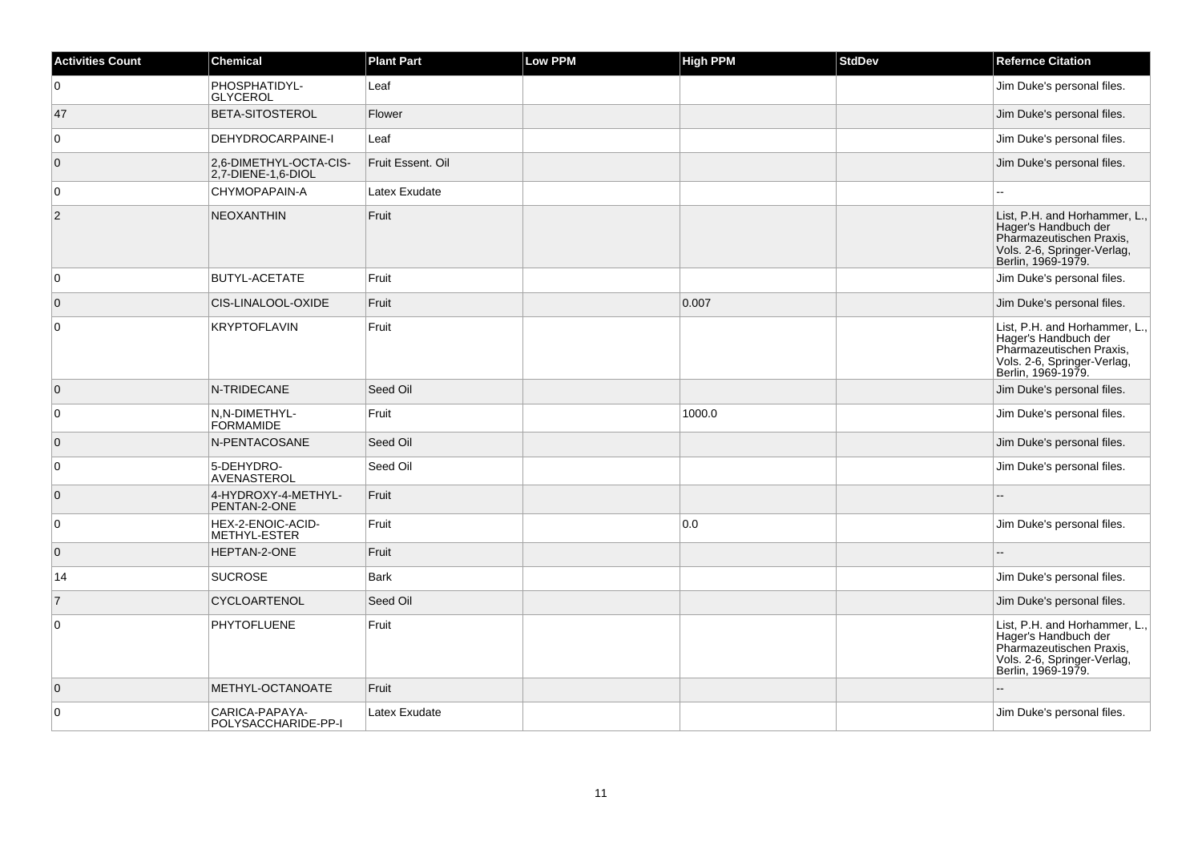| Activities Count | Chemical | Plant Part | Low PPM | High PPM | StdDev | Refernce Citation |
|---|---|---|---|---|---|---|
| 0 | PHOSPHATIDYL-GLYCEROL | Leaf | | | | Jim Duke's personal files. |
| 47 | BETA-SITOSTEROL | Flower | | | | Jim Duke's personal files. |
| 0 | DEHYDROCARPAINE-I | Leaf | | | | Jim Duke's personal files. |
| 0 | 2,6-DIMETHYL-OCTA-CIS-2,7-DIENE-1,6-DIOL | Fruit Essent. Oil | | | | Jim Duke's personal files. |
| 0 | CHYMOPAPAIN-A | Latex Exudate | | | | -- |
| 2 | NEOXANTHIN | Fruit | | | | List, P.H. and Horhammer, L., Hager's Handbuch der Pharmazeutischen Praxis, Vols. 2-6, Springer-Verlag, Berlin, 1969-1979. |
| 0 | BUTYL-ACETATE | Fruit | | | | Jim Duke's personal files. |
| 0 | CIS-LINALOOL-OXIDE | Fruit | | 0.007 | | Jim Duke's personal files. |
| 0 | KRYPTOFLAVIN | Fruit | | | | List, P.H. and Horhammer, L., Hager's Handbuch der Pharmazeutischen Praxis, Vols. 2-6, Springer-Verlag, Berlin, 1969-1979. |
| 0 | N-TRIDECANE | Seed Oil | | | | Jim Duke's personal files. |
| 0 | N,N-DIMETHYL-FORMAMIDE | Fruit | | 1000.0 | | Jim Duke's personal files. |
| 0 | N-PENTACOSANE | Seed Oil | | | | Jim Duke's personal files. |
| 0 | 5-DEHYDRO-AVENASTEROL | Seed Oil | | | | Jim Duke's personal files. |
| 0 | 4-HYDROXY-4-METHYL-PENTAN-2-ONE | Fruit | | | | -- |
| 0 | HEX-2-ENOIC-ACID-METHYL-ESTER | Fruit | | 0.0 | | Jim Duke's personal files. |
| 0 | HEPTAN-2-ONE | Fruit | | | | -- |
| 14 | SUCROSE | Bark | | | | Jim Duke's personal files. |
| 7 | CYCLOARTENOL | Seed Oil | | | | Jim Duke's personal files. |
| 0 | PHYTOFLUENE | Fruit | | | | List, P.H. and Horhammer, L., Hager's Handbuch der Pharmazeutischen Praxis, Vols. 2-6, Springer-Verlag, Berlin, 1969-1979. |
| 0 | METHYL-OCTANOATE | Fruit | | | | -- |
| 0 | CARICA-PAPAYA-POLYSACCHARIDE-PP-I | Latex Exudate | | | | Jim Duke's personal files. |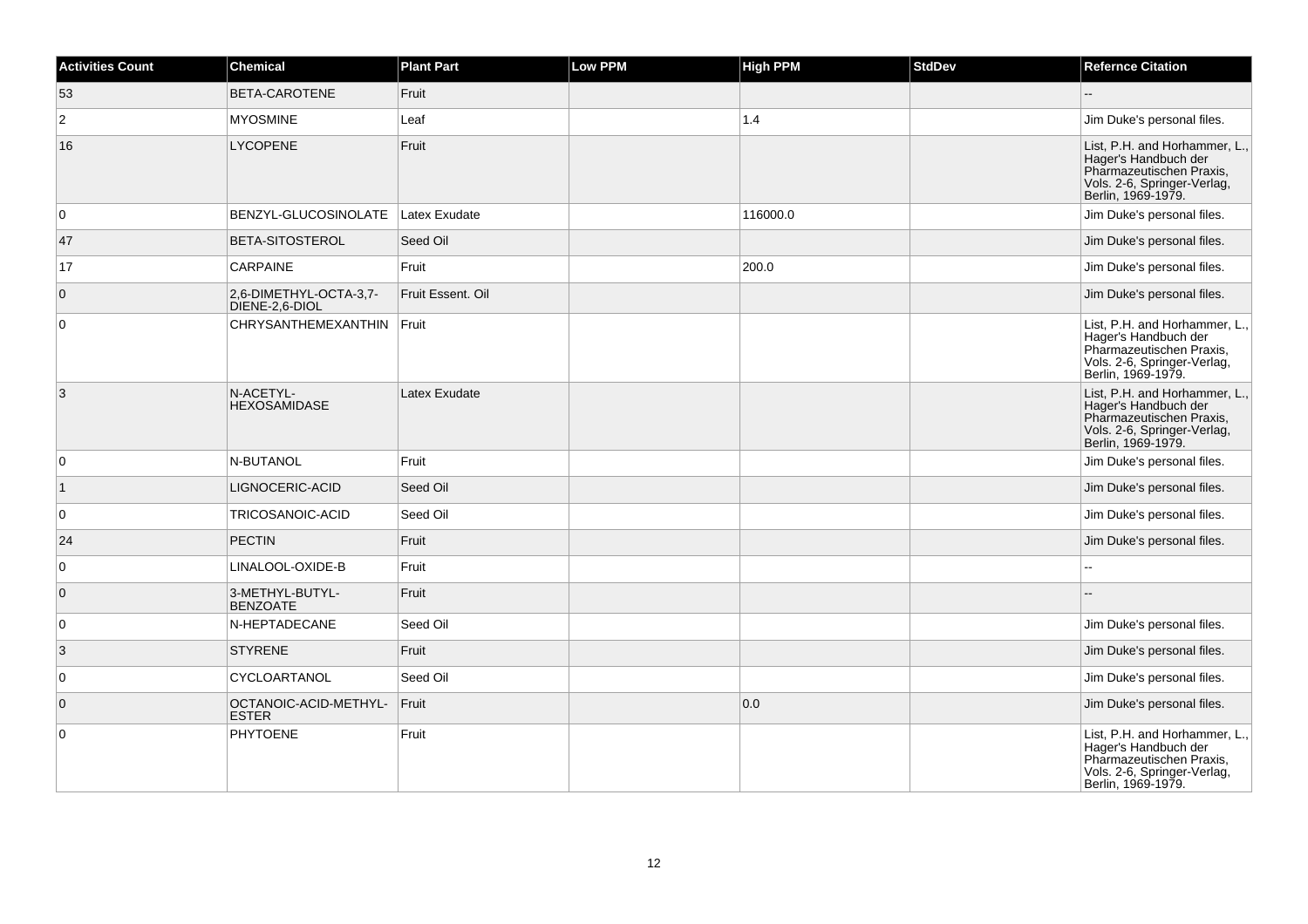| Activities Count | Chemical | Plant Part | Low PPM | High PPM | StdDev | Refernce Citation |
|---|---|---|---|---|---|---|
| 53 | BETA-CAROTENE | Fruit | | | | -- |
| 2 | MYOSMINE | Leaf | | 1.4 | | Jim Duke's personal files. |
| 16 | LYCOPENE | Fruit | | | | List, P.H. and Horhammer, L., Hager's Handbuch der Pharmazeutischen Praxis, Vols. 2-6, Springer-Verlag, Berlin, 1969-1979. |
| 0 | BENZYL-GLUCOSINOLATE | Latex Exudate | | 116000.0 | | Jim Duke's personal files. |
| 47 | BETA-SITOSTEROL | Seed Oil | | | | Jim Duke's personal files. |
| 17 | CARPAINE | Fruit | | 200.0 | | Jim Duke's personal files. |
| 0 | 2,6-DIMETHYL-OCTA-3,7-DIENE-2,6-DIOL | Fruit Essent. Oil | | | | Jim Duke's personal files. |
| 0 | CHRYSANTHEMEXANTHIN | Fruit | | | | List, P.H. and Horhammer, L., Hager's Handbuch der Pharmazeutischen Praxis, Vols. 2-6, Springer-Verlag, Berlin, 1969-1979. |
| 3 | N-ACETYL-HEXOSAMIDASE | Latex Exudate | | | | List, P.H. and Horhammer, L., Hager's Handbuch der Pharmazeutischen Praxis, Vols. 2-6, Springer-Verlag, Berlin, 1969-1979. |
| 0 | N-BUTANOL | Fruit | | | | Jim Duke's personal files. |
| 1 | LIGNOCERIC-ACID | Seed Oil | | | | Jim Duke's personal files. |
| 0 | TRICOSANOIC-ACID | Seed Oil | | | | Jim Duke's personal files. |
| 24 | PECTIN | Fruit | | | | Jim Duke's personal files. |
| 0 | LINALOOL-OXIDE-B | Fruit | | | | -- |
| 0 | 3-METHYL-BUTYL-BENZOATE | Fruit | | | | -- |
| 0 | N-HEPTADECANE | Seed Oil | | | | Jim Duke's personal files. |
| 3 | STYRENE | Fruit | | | | Jim Duke's personal files. |
| 0 | CYCLOARTANOL | Seed Oil | | | | Jim Duke's personal files. |
| 0 | OCTANOIC-ACID-METHYL-ESTER | Fruit | | 0.0 | | Jim Duke's personal files. |
| 0 | PHYTOENE | Fruit | | | | List, P.H. and Horhammer, L., Hager's Handbuch der Pharmazeutischen Praxis, Vols. 2-6, Springer-Verlag, Berlin, 1969-1979. |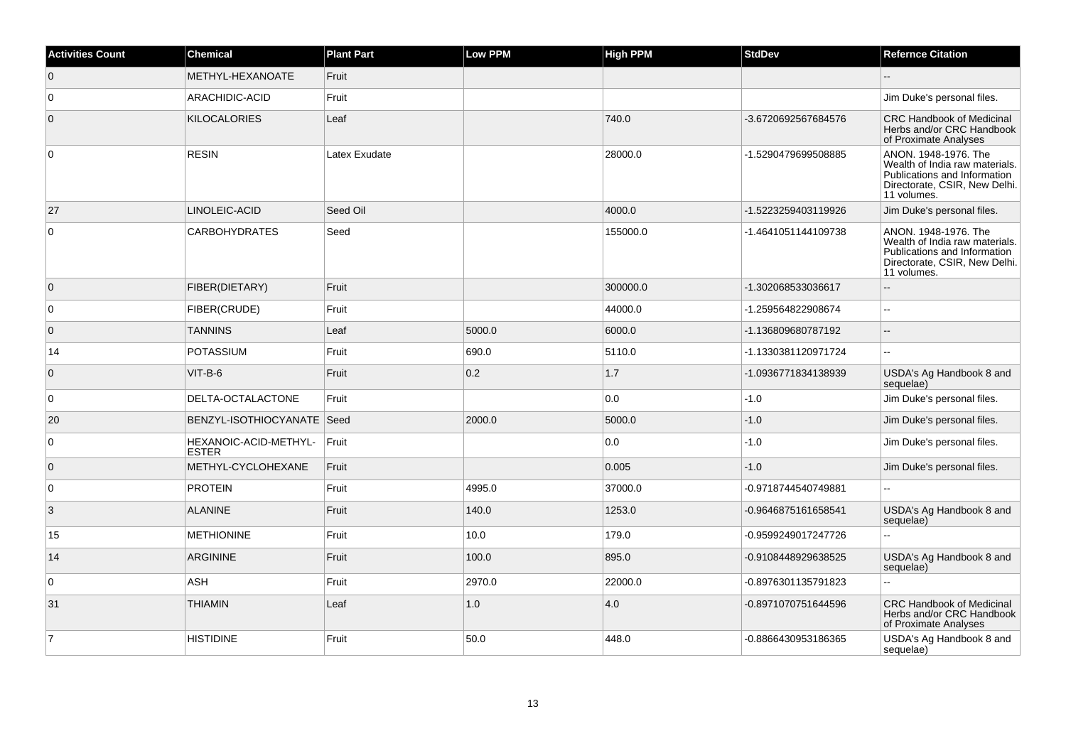| Activities Count | Chemical | Plant Part | Low PPM | High PPM | StdDev | Refernce Citation |
|---|---|---|---|---|---|---|
| 0 | METHYL-HEXANOATE | Fruit | | | | -- |
| 0 | ARACHIDIC-ACID | Fruit | | | | Jim Duke's personal files. |
| 0 | KILOCALORIES | Leaf | | 740.0 | -3.6720692567684576 | CRC Handbook of Medicinal Herbs and/or CRC Handbook of Proximate Analyses |
| 0 | RESIN | Latex Exudate | | 28000.0 | -1.5290479699508885 | ANON. 1948-1976. The Wealth of India raw materials. Publications and Information Directorate, CSIR, New Delhi. 11 volumes. |
| 27 | LINOLEIC-ACID | Seed Oil | | 4000.0 | -1.5223259403119926 | Jim Duke's personal files. |
| 0 | CARBOHYDRATES | Seed | | 155000.0 | -1.4641051144109738 | ANON. 1948-1976. The Wealth of India raw materials. Publications and Information Directorate, CSIR, New Delhi. 11 volumes. |
| 0 | FIBER(DIETARY) | Fruit | | 300000.0 | -1.302068533036617 | -- |
| 0 | FIBER(CRUDE) | Fruit | | 44000.0 | -1.259564822908674 | -- |
| 0 | TANNINS | Leaf | 5000.0 | 6000.0 | -1.136809680787192 | -- |
| 14 | POTASSIUM | Fruit | 690.0 | 5110.0 | -1.1330381120971724 | -- |
| 0 | VIT-B-6 | Fruit | 0.2 | 1.7 | -1.0936771834138939 | USDA's Ag Handbook 8 and sequelae) |
| 0 | DELTA-OCTALACTONE | Fruit | | 0.0 | -1.0 | Jim Duke's personal files. |
| 20 | BENZYL-ISOTHIOCYANATE | Seed | 2000.0 | 5000.0 | -1.0 | Jim Duke's personal files. |
| 0 | HEXANOIC-ACID-METHYL-ESTER | Fruit | | 0.0 | -1.0 | Jim Duke's personal files. |
| 0 | METHYL-CYCLOHEXANE | Fruit | | 0.005 | -1.0 | Jim Duke's personal files. |
| 0 | PROTEIN | Fruit | 4995.0 | 37000.0 | -0.9718744540749881 | -- |
| 3 | ALANINE | Fruit | 140.0 | 1253.0 | -0.9646875161658541 | USDA's Ag Handbook 8 and sequelae) |
| 15 | METHIONINE | Fruit | 10.0 | 179.0 | -0.9599249017247726 | -- |
| 14 | ARGININE | Fruit | 100.0 | 895.0 | -0.9108448929638525 | USDA's Ag Handbook 8 and sequelae) |
| 0 | ASH | Fruit | 2970.0 | 22000.0 | -0.8976301135791823 | -- |
| 31 | THIAMIN | Leaf | 1.0 | 4.0 | -0.8971070751644596 | CRC Handbook of Medicinal Herbs and/or CRC Handbook of Proximate Analyses |
| 7 | HISTIDINE | Fruit | 50.0 | 448.0 | -0.8866430953186365 | USDA's Ag Handbook 8 and sequelae) |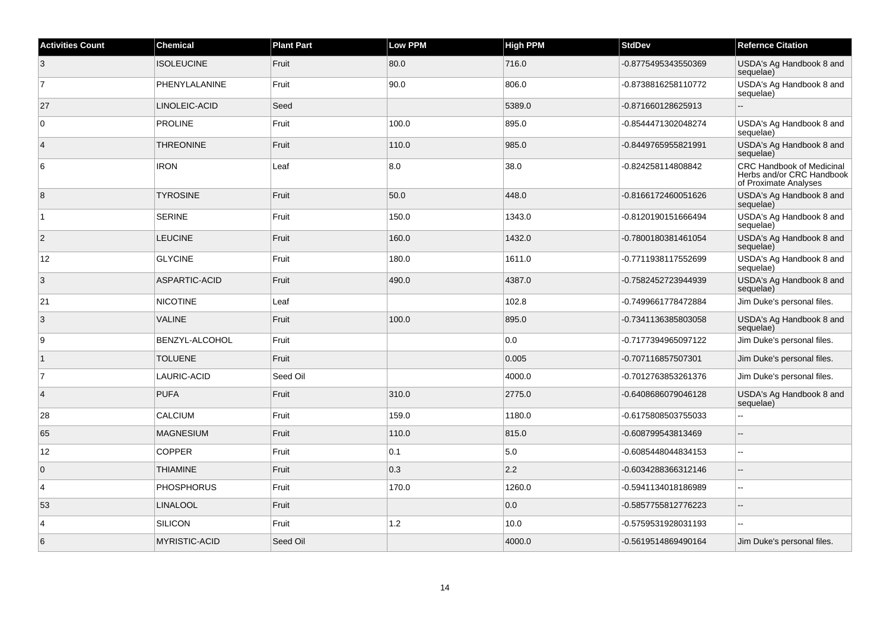| Activities Count | Chemical | Plant Part | Low PPM | High PPM | StdDev | Refernce Citation |
|---|---|---|---|---|---|---|
| 3 | ISOLEUCINE | Fruit | 80.0 | 716.0 | -0.8775495343550369 | USDA's Ag Handbook 8 and sequelae) |
| 7 | PHENYLALANINE | Fruit | 90.0 | 806.0 | -0.8738816258110772 | USDA's Ag Handbook 8 and sequelae) |
| 27 | LINOLEIC-ACID | Seed | | 5389.0 | -0.871660128625913 | -- |
| 0 | PROLINE | Fruit | 100.0 | 895.0 | -0.8544471302048274 | USDA's Ag Handbook 8 and sequelae) |
| 4 | THREONINE | Fruit | 110.0 | 985.0 | -0.8449765955821991 | USDA's Ag Handbook 8 and sequelae) |
| 6 | IRON | Leaf | 8.0 | 38.0 | -0.824258114808842 | CRC Handbook of Medicinal Herbs and/or CRC Handbook of Proximate Analyses |
| 8 | TYROSINE | Fruit | 50.0 | 448.0 | -0.8166172460051626 | USDA's Ag Handbook 8 and sequelae) |
| 1 | SERINE | Fruit | 150.0 | 1343.0 | -0.8120190151666494 | USDA's Ag Handbook 8 and sequelae) |
| 2 | LEUCINE | Fruit | 160.0 | 1432.0 | -0.7800180381461054 | USDA's Ag Handbook 8 and sequelae) |
| 12 | GLYCINE | Fruit | 180.0 | 1611.0 | -0.7711938117552699 | USDA's Ag Handbook 8 and sequelae) |
| 3 | ASPARTIC-ACID | Fruit | 490.0 | 4387.0 | -0.7582452723944939 | USDA's Ag Handbook 8 and sequelae) |
| 21 | NICOTINE | Leaf | | 102.8 | -0.7499661778472884 | Jim Duke's personal files. |
| 3 | VALINE | Fruit | 100.0 | 895.0 | -0.7341136385803058 | USDA's Ag Handbook 8 and sequelae) |
| 9 | BENZYL-ALCOHOL | Fruit | | 0.0 | -0.7177394965097122 | Jim Duke's personal files. |
| 1 | TOLUENE | Fruit | | 0.005 | -0.707116857507301 | Jim Duke's personal files. |
| 7 | LAURIC-ACID | Seed Oil | | 4000.0 | -0.7012763853261376 | Jim Duke's personal files. |
| 4 | PUFA | Fruit | 310.0 | 2775.0 | -0.6408686079046128 | USDA's Ag Handbook 8 and sequelae) |
| 28 | CALCIUM | Fruit | 159.0 | 1180.0 | -0.6175808503755033 | -- |
| 65 | MAGNESIUM | Fruit | 110.0 | 815.0 | -0.608799543813469 | -- |
| 12 | COPPER | Fruit | 0.1 | 5.0 | -0.6085448044834153 | -- |
| 0 | THIAMINE | Fruit | 0.3 | 2.2 | -0.6034288366312146 | -- |
| 4 | PHOSPHORUS | Fruit | 170.0 | 1260.0 | -0.5941134018186989 | -- |
| 53 | LINALOOL | Fruit | | 0.0 | -0.5857755812776223 | -- |
| 4 | SILICON | Fruit | 1.2 | 10.0 | -0.5759531928031193 | -- |
| 6 | MYRISTIC-ACID | Seed Oil | | 4000.0 | -0.5619514869490164 | Jim Duke's personal files. |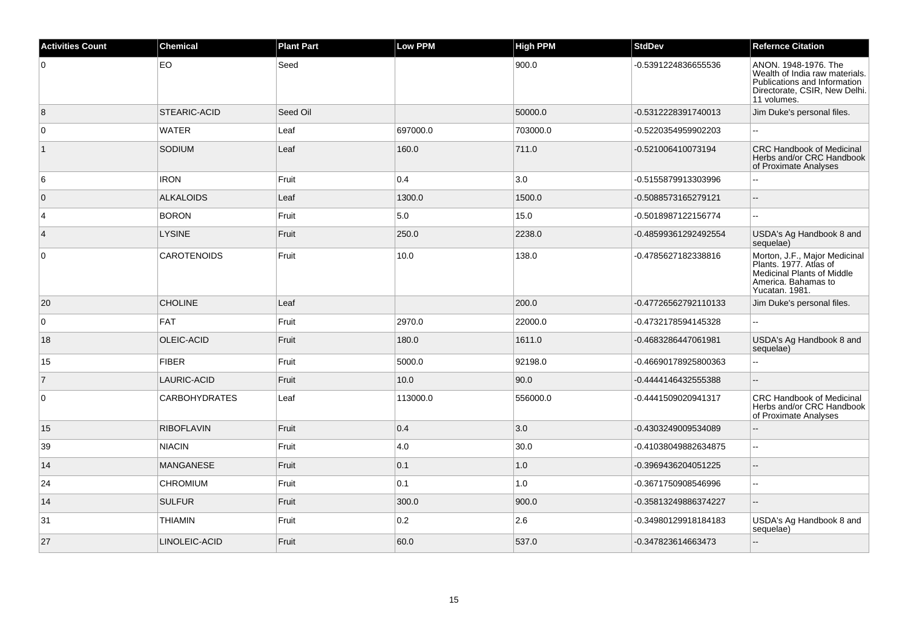| Activities Count | Chemical | Plant Part | Low PPM | High PPM | StdDev | Refernce Citation |
|---|---|---|---|---|---|---|
| 0 | EO | Seed | | 900.0 | -0.5391224836655536 | ANON. 1948-1976. The Wealth of India raw materials. Publications and Information Directorate, CSIR, New Delhi. 11 volumes. |
| 8 | STEARIC-ACID | Seed Oil | | 50000.0 | -0.5312228391740013 | Jim Duke's personal files. |
| 0 | WATER | Leaf | 697000.0 | 703000.0 | -0.5220354959902203 | -- |
| 1 | SODIUM | Leaf | 160.0 | 711.0 | -0.521006410073194 | CRC Handbook of Medicinal Herbs and/or CRC Handbook of Proximate Analyses |
| 6 | IRON | Fruit | 0.4 | 3.0 | -0.5155879913303996 | -- |
| 0 | ALKALOIDS | Leaf | 1300.0 | 1500.0 | -0.5088573165279121 | -- |
| 4 | BORON | Fruit | 5.0 | 15.0 | -0.5018987122156774 | -- |
| 4 | LYSINE | Fruit | 250.0 | 2238.0 | -0.48599361292492554 | USDA's Ag Handbook 8 and sequelae) |
| 0 | CAROTENOIDS | Fruit | 10.0 | 138.0 | -0.4785627182338816 | Morton, J.F., Major Medicinal Plants. 1977. Atlas of Medicinal Plants of Middle America. Bahamas to Yucatan. 1981. |
| 20 | CHOLINE | Leaf | | 200.0 | -0.47726562792110133 | Jim Duke's personal files. |
| 0 | FAT | Fruit | 2970.0 | 22000.0 | -0.4732178594145328 | -- |
| 18 | OLEIC-ACID | Fruit | 180.0 | 1611.0 | -0.4683286447061981 | USDA's Ag Handbook 8 and sequelae) |
| 15 | FIBER | Fruit | 5000.0 | 92198.0 | -0.46690178925800363 | -- |
| 7 | LAURIC-ACID | Fruit | 10.0 | 90.0 | -0.4444146432555388 | -- |
| 0 | CARBOHYDRATES | Leaf | 113000.0 | 556000.0 | -0.4441509020941317 | CRC Handbook of Medicinal Herbs and/or CRC Handbook of Proximate Analyses |
| 15 | RIBOFLAVIN | Fruit | 0.4 | 3.0 | -0.4303249009534089 | -- |
| 39 | NIACIN | Fruit | 4.0 | 30.0 | -0.41038049882634875 | -- |
| 14 | MANGANESE | Fruit | 0.1 | 1.0 | -0.3969436204051225 | -- |
| 24 | CHROMIUM | Fruit | 0.1 | 1.0 | -0.3671750908546996 | -- |
| 14 | SULFUR | Fruit | 300.0 | 900.0 | -0.35813249886374227 | -- |
| 31 | THIAMIN | Fruit | 0.2 | 2.6 | -0.34980129918184183 | USDA's Ag Handbook 8 and sequelae) |
| 27 | LINOLEIC-ACID | Fruit | 60.0 | 537.0 | -0.347823614663473 | -- |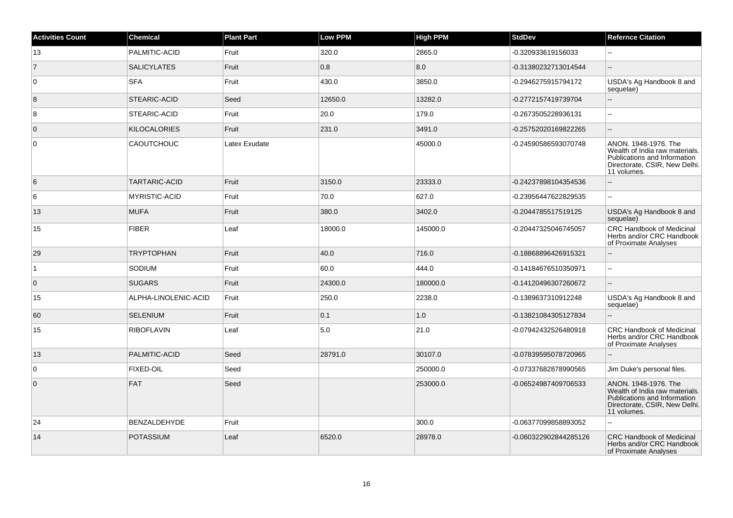| Activities Count | Chemical | Plant Part | Low PPM | High PPM | StdDev | Refernce Citation |
|---|---|---|---|---|---|---|
| 13 | PALMITIC-ACID | Fruit | 320.0 | 2865.0 | -0.320933619156033 | -- |
| 7 | SALICYLATES | Fruit | 0.8 | 8.0 | -0.31380232713014544 | -- |
| 0 | SFA | Fruit | 430.0 | 3850.0 | -0.2946275915794172 | USDA's Ag Handbook 8 and sequelae) |
| 8 | STEARIC-ACID | Seed | 12650.0 | 13282.0 | -0.2772157419739704 | -- |
| 8 | STEARIC-ACID | Fruit | 20.0 | 179.0 | -0.2673505228936131 | -- |
| 0 | KILOCALORIES | Fruit | 231.0 | 3491.0 | -0.25752020169822265 | -- |
| 0 | CAOUTCHOUC | Latex Exudate | | 45000.0 | -0.24590586593070748 | ANON. 1948-1976. The Wealth of India raw materials. Publications and Information Directorate, CSIR, New Delhi. 11 volumes. |
| 6 | TARTARIC-ACID | Fruit | 3150.0 | 23333.0 | -0.24237898104354536 | -- |
| 6 | MYRISTIC-ACID | Fruit | 70.0 | 627.0 | -0.23956447622829535 | -- |
| 13 | MUFA | Fruit | 380.0 | 3402.0 | -0.2044785517519125 | USDA's Ag Handbook 8 and sequelae) |
| 15 | FIBER | Leaf | 18000.0 | 145000.0 | -0.20447325046745057 | CRC Handbook of Medicinal Herbs and/or CRC Handbook of Proximate Analyses |
| 29 | TRYPTOPHAN | Fruit | 40.0 | 716.0 | -0.18868896426915321 | -- |
| 1 | SODIUM | Fruit | 60.0 | 444.0 | -0.14184676510350971 | -- |
| 0 | SUGARS | Fruit | 24300.0 | 180000.0 | -0.14120496307260672 | -- |
| 15 | ALPHA-LINOLENIC-ACID | Fruit | 250.0 | 2238.0 | -0.1389637310912248 | USDA's Ag Handbook 8 and sequelae) |
| 60 | SELENIUM | Fruit | 0.1 | 1.0 | -0.13821084305127834 | -- |
| 15 | RIBOFLAVIN | Leaf | 5.0 | 21.0 | -0.07942432526480918 | CRC Handbook of Medicinal Herbs and/or CRC Handbook of Proximate Analyses |
| 13 | PALMITIC-ACID | Seed | 28791.0 | 30107.0 | -0.07839595078720965 | -- |
| 0 | FIXED-OIL | Seed | | 250000.0 | -0.07337682878990565 | Jim Duke's personal files. |
| 0 | FAT | Seed | | 253000.0 | -0.06524987409706533 | ANON. 1948-1976. The Wealth of India raw materials. Publications and Information Directorate, CSIR, New Delhi. 11 volumes. |
| 24 | BENZALDEHYDE | Fruit | | 300.0 | -0.06377099858893052 | -- |
| 14 | POTASSIUM | Leaf | 6520.0 | 28978.0 | -0.060322902844285126 | CRC Handbook of Medicinal Herbs and/or CRC Handbook of Proximate Analyses |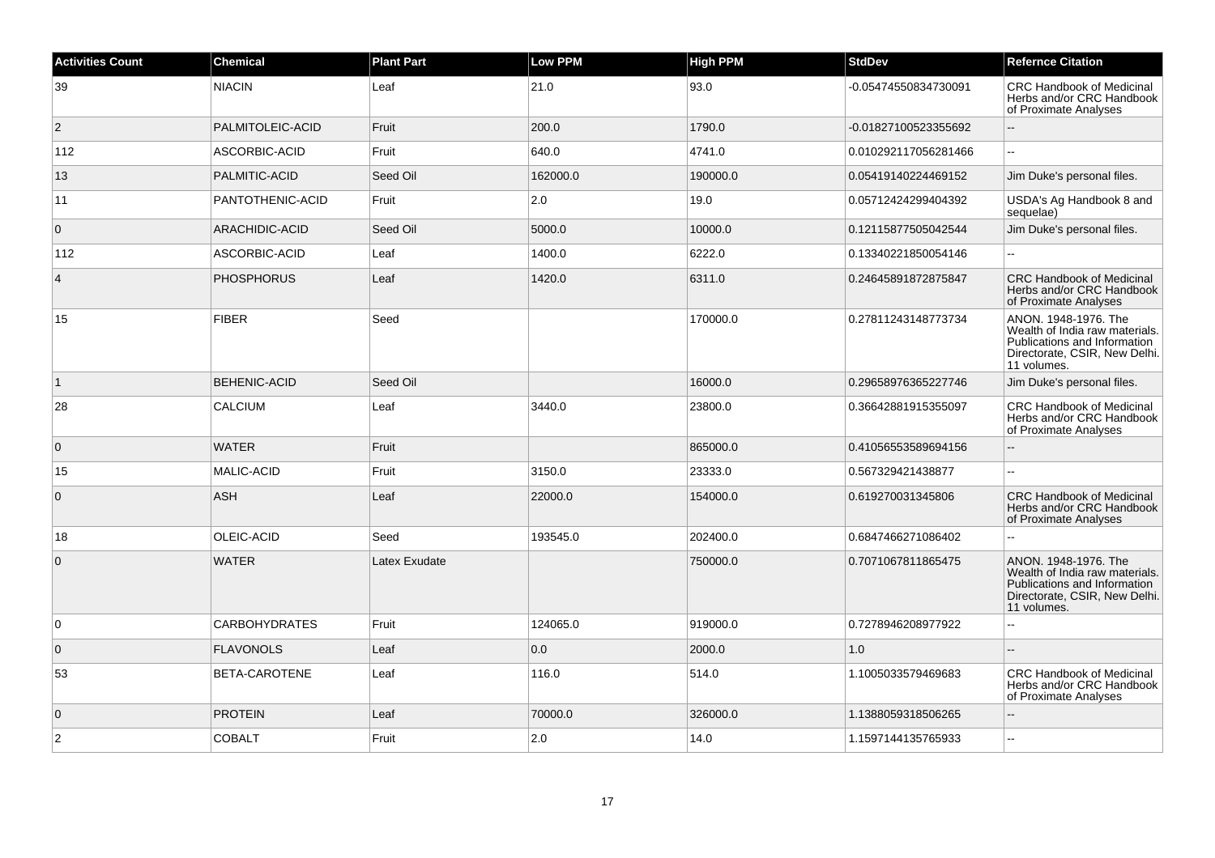| Activities Count | Chemical | Plant Part | Low PPM | High PPM | StdDev | Refernce Citation |
|---|---|---|---|---|---|---|
| 39 | NIACIN | Leaf | 21.0 | 93.0 | -0.05474550834730091 | CRC Handbook of Medicinal Herbs and/or CRC Handbook of Proximate Analyses |
| 2 | PALMITOLEIC-ACID | Fruit | 200.0 | 1790.0 | -0.01827100523355692 | -- |
| 112 | ASCORBIC-ACID | Fruit | 640.0 | 4741.0 | 0.010292117056281466 | -- |
| 13 | PALMITIC-ACID | Seed Oil | 162000.0 | 190000.0 | 0.05419140224469152 | Jim Duke's personal files. |
| 11 | PANTOTHENIC-ACID | Fruit | 2.0 | 19.0 | 0.05712424299404392 | USDA's Ag Handbook 8 and sequelae) |
| 0 | ARACHIDIC-ACID | Seed Oil | 5000.0 | 10000.0 | 0.12115877505042544 | Jim Duke's personal files. |
| 112 | ASCORBIC-ACID | Leaf | 1400.0 | 6222.0 | 0.13340221850054146 | -- |
| 4 | PHOSPHORUS | Leaf | 1420.0 | 6311.0 | 0.24645891872875847 | CRC Handbook of Medicinal Herbs and/or CRC Handbook of Proximate Analyses |
| 15 | FIBER | Seed | | 170000.0 | 0.27811243148773734 | ANON. 1948-1976. The Wealth of India raw materials. Publications and Information Directorate, CSIR, New Delhi. 11 volumes. |
| 1 | BEHENIC-ACID | Seed Oil | | 16000.0 | 0.29658976365227746 | Jim Duke's personal files. |
| 28 | CALCIUM | Leaf | 3440.0 | 23800.0 | 0.36642881915355097 | CRC Handbook of Medicinal Herbs and/or CRC Handbook of Proximate Analyses |
| 0 | WATER | Fruit | | 865000.0 | 0.41056553589694156 | -- |
| 15 | MALIC-ACID | Fruit | 3150.0 | 23333.0 | 0.567329421438877 | -- |
| 0 | ASH | Leaf | 22000.0 | 154000.0 | 0.619270031345806 | CRC Handbook of Medicinal Herbs and/or CRC Handbook of Proximate Analyses |
| 18 | OLEIC-ACID | Seed | 193545.0 | 202400.0 | 0.6847466271086402 | -- |
| 0 | WATER | Latex Exudate | | 750000.0 | 0.7071067811865475 | ANON. 1948-1976. The Wealth of India raw materials. Publications and Information Directorate, CSIR, New Delhi. 11 volumes. |
| 0 | CARBOHYDRATES | Fruit | 124065.0 | 919000.0 | 0.7278946208977922 | -- |
| 0 | FLAVONOLS | Leaf | 0.0 | 2000.0 | 1.0 | -- |
| 53 | BETA-CAROTENE | Leaf | 116.0 | 514.0 | 1.1005033579469683 | CRC Handbook of Medicinal Herbs and/or CRC Handbook of Proximate Analyses |
| 0 | PROTEIN | Leaf | 70000.0 | 326000.0 | 1.1388059318506265 | -- |
| 2 | COBALT | Fruit | 2.0 | 14.0 | 1.1597144135765933 | -- |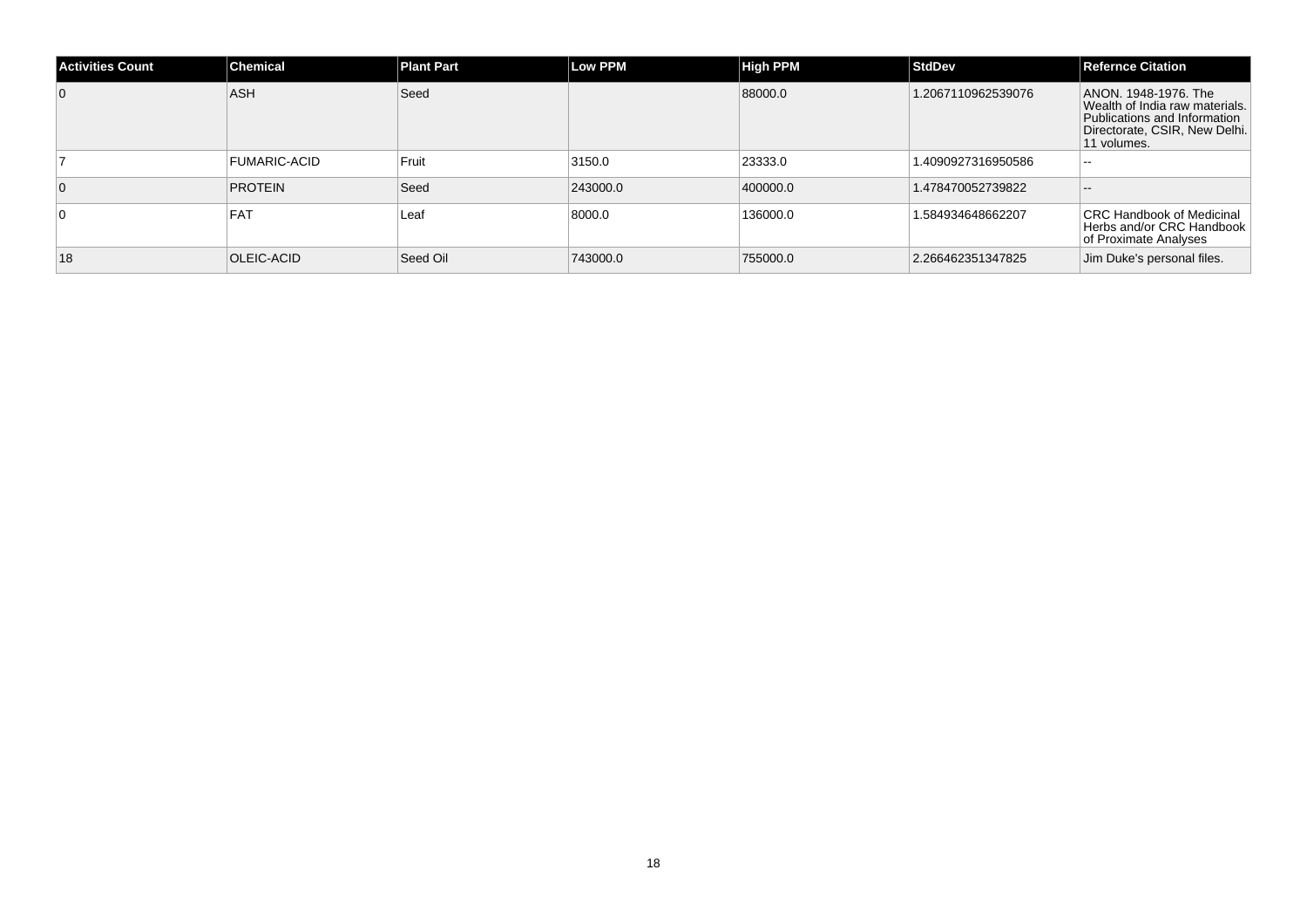| Activities Count | Chemical | Plant Part | Low PPM | High PPM | StdDev | Refernce Citation |
|---|---|---|---|---|---|---|
| 0 | ASH | Seed | | 88000.0 | 1.2067110962539076 | ANON. 1948-1976. The Wealth of India raw materials. Publications and Information Directorate, CSIR, New Delhi. 11 volumes. |
| 7 | FUMARIC-ACID | Fruit | 3150.0 | 23333.0 | 1.4090927316950586 | -- |
| 0 | PROTEIN | Seed | 243000.0 | 400000.0 | 1.478470052739822 | -- |
| 0 | FAT | Leaf | 8000.0 | 136000.0 | 1.584934648662207 | CRC Handbook of Medicinal Herbs and/or CRC Handbook of Proximate Analyses |
| 18 | OLEIC-ACID | Seed Oil | 743000.0 | 755000.0 | 2.266462351347825 | Jim Duke's personal files. |